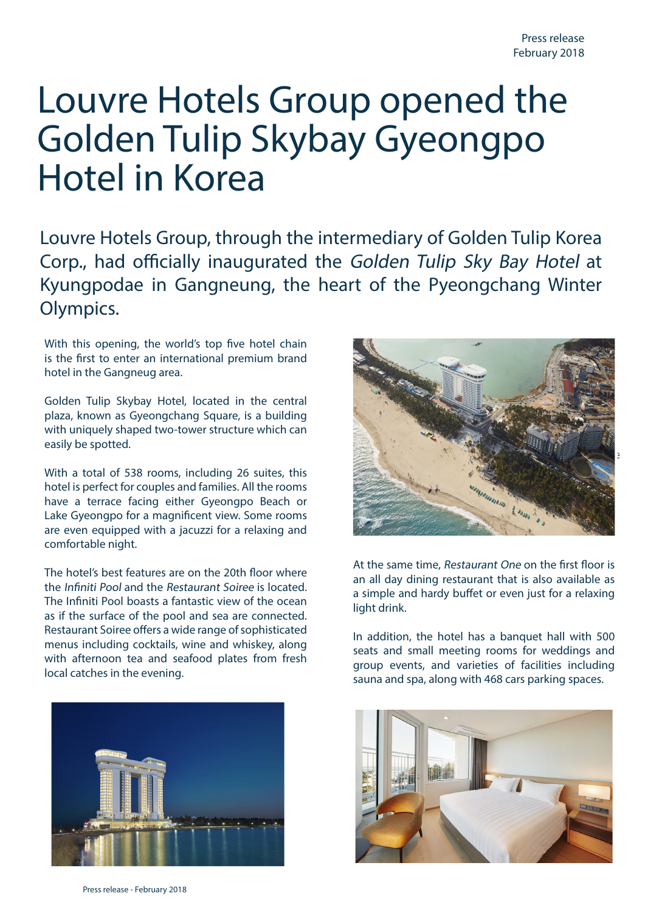Press release
February 2018

# Louvre Hotels Group opened the Golden Tulip Skybay Gyeongpo Hotel in Korea

Louvre Hotels Group, through the intermediary of Golden Tulip Korea Corp., had officially inaugurated the *Golden Tulip Sky Bay Hotel* at Kyungpodae in Gangneung, the heart of the Pyeongchang Winter Olympics.

With this opening, the world's top five hotel chain is the first to enter an international premium brand hotel in the Gangneug area.

Golden Tulip Skybay Hotel, located in the central plaza, known as Gyeongchang Square, is a building with uniquely shaped two-tower structure which can easily be spotted.

With a total of 538 rooms, including 26 suites, this hotel is perfect for couples and families. All the rooms have a terrace facing either Gyeongpo Beach or Lake Gyeongpo for a magnificent view. Some rooms are even equipped with a jacuzzi for a relaxing and comfortable night.

The hotel's best features are on the 20th floor where the *Infiniti Pool* and the *Restaurant Soiree* is located. The Infiniti Pool boasts a fantastic view of the ocean as if the surface of the pool and sea are connected. Restaurant Soiree offers a wide range of sophisticated menus including cocktails, wine and whiskey, along with afternoon tea and seafood plates from fresh local catches in the evening.

At the same time, *Restaurant One* on the first floor is an all day dining restaurant that is also available as a simple and hardy buffet or even just for a relaxing light drink.

In addition, the hotel has a banquet hall with 500 seats and small meeting rooms for weddings and group events, and varieties of facilities including sauna and spa, along with 468 cars parking spaces.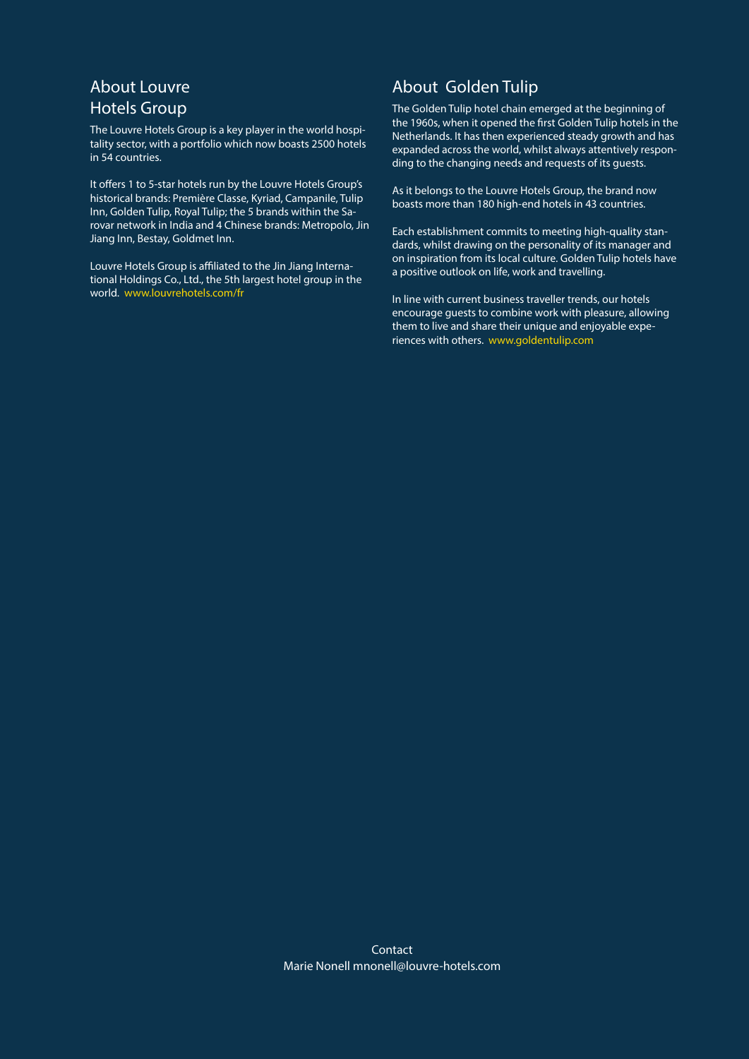## About Louvre Hotels Group

The Louvre Hotels Group is a key player in the world hospitality sector, with a portfolio which now boasts 2500 hotels in 54 countries.

It offers 1 to 5-star hotels run by the Louvre Hotels Group's historical brands: Première Classe, Kyriad, Campanile, Tulip Inn, Golden Tulip, Royal Tulip; the 5 brands within the Sarovar network in India and 4 Chinese brands: Metropolo, Jin Jiang Inn, Bestay, Goldmet Inn.

Louvre Hotels Group is affiliated to the Jin Jiang International Holdings Co., Ltd., the 5th largest hotel group in the world. www.louvrehotels.com/fr

## About Golden Tulip

The Golden Tulip hotel chain emerged at the beginning of the 1960s, when it opened the first Golden Tulip hotels in the Netherlands. It has then experienced steady growth and has expanded across the world, whilst always attentively responding to the changing needs and requests of its guests.

As it belongs to the Louvre Hotels Group, the brand now boasts more than 180 high-end hotels in 43 countries.

Each establishment commits to meeting high-quality standards, whilst drawing on the personality of its manager and on inspiration from its local culture. Golden Tulip hotels have a positive outlook on life, work and travelling.

In line with current business traveller trends, our hotels encourage guests to combine work with pleasure, allowing them to live and share their unique and enjoyable experiences with others. www.goldentulip.com

Contact
Marie Nonell mnonell@louvre-hotels.com